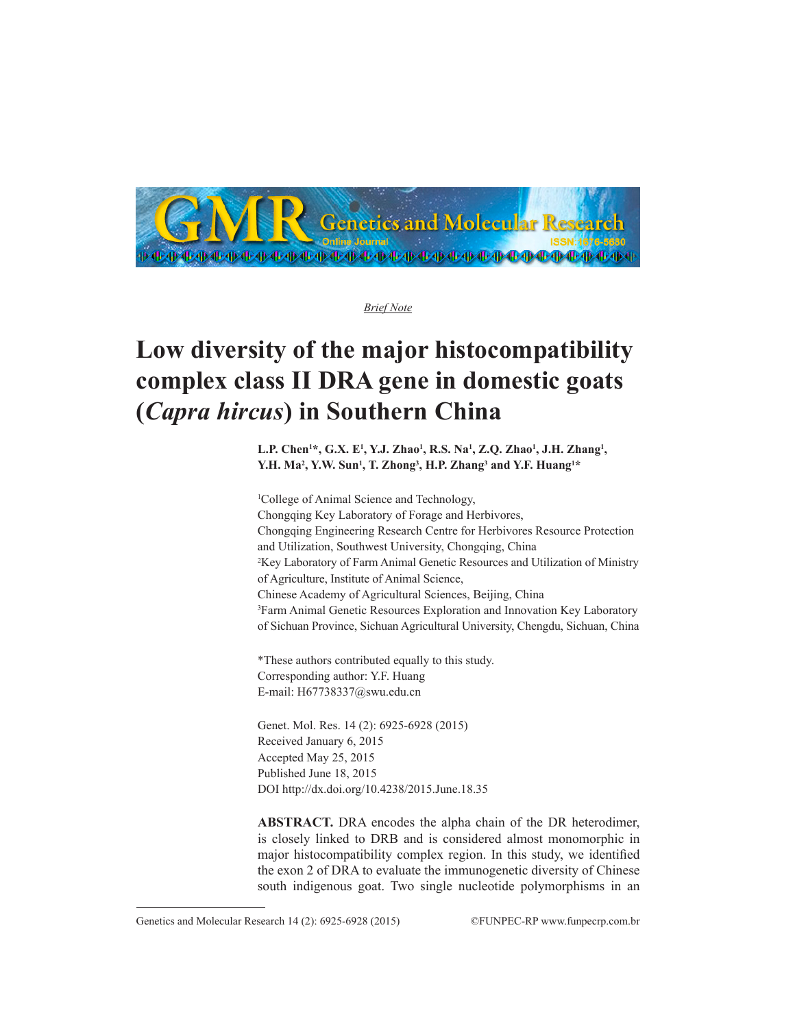*Brief Note*

# Low diversity of the major histocompatibility complex class II DRA gene in domestic goats (*Capra hircus*) in Southern China

**L.P. Chen[1]*, G.X. E[1], Y.J. Zhao[1], R.S. Na[1], Z.Q. Zhao[1], J.H. Zhang[1], Y.H. Ma[2], Y.W. Sun[1], T. Zhong[3], H.P. Zhang[3] and Y.F. Huang[1]***

[1]College of Animal Science and Technology,
Chongqing Key Laboratory of Forage and Herbivores,
Chongqing Engineering Research Centre for Herbivores Resource Protection and Utilization, Southwest University, Chongqing, China
[2]Key Laboratory of Farm Animal Genetic Resources and Utilization of Ministry of Agriculture, Institute of Animal Science,
Chinese Academy of Agricultural Sciences, Beijing, China
[3]Farm Animal Genetic Resources Exploration and Innovation Key Laboratory of Sichuan Province, Sichuan Agricultural University, Chengdu, Sichuan, China

*These authors contributed equally to this study.
Corresponding author: Y.F. Huang
E-mail: H67738337@swu.edu.cn

Genet. Mol. Res. 14 (2): 6925-6928 (2015)
Received January 6, 2015
Accepted May 25, 2015
Published June 18, 2015
DOI http://dx.doi.org/10.4238/2015.June.18.35

**ABSTRACT.** DRA encodes the alpha chain of the DR heterodimer, is closely linked to DRB and is considered almost monomorphic in major histocompatibility complex region. In this study, we identified the exon 2 of DRA to evaluate the immunogenetic diversity of Chinese south indigenous goat. Two single nucleotide polymorphisms in an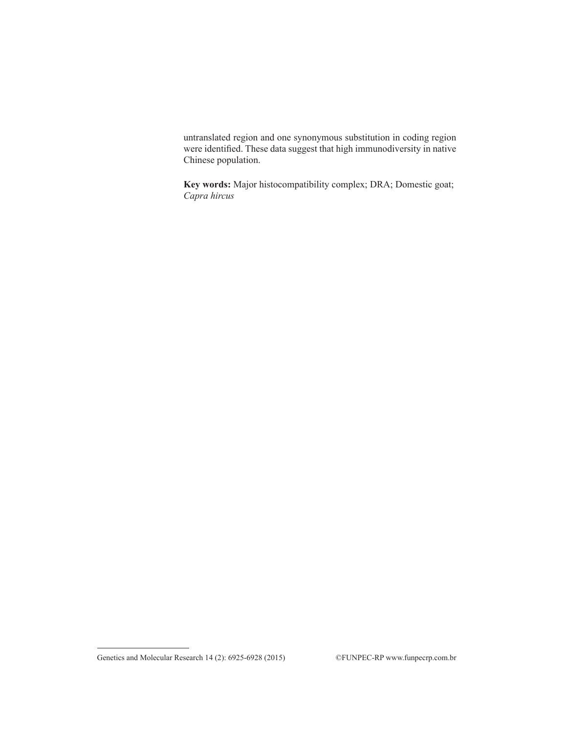untranslated region and one synonymous substitution in coding region were identified. These data suggest that high immunodiversity in native Chinese population.

**Key words:** Major histocompatibility complex; DRA; Domestic goat; *Capra hircus*